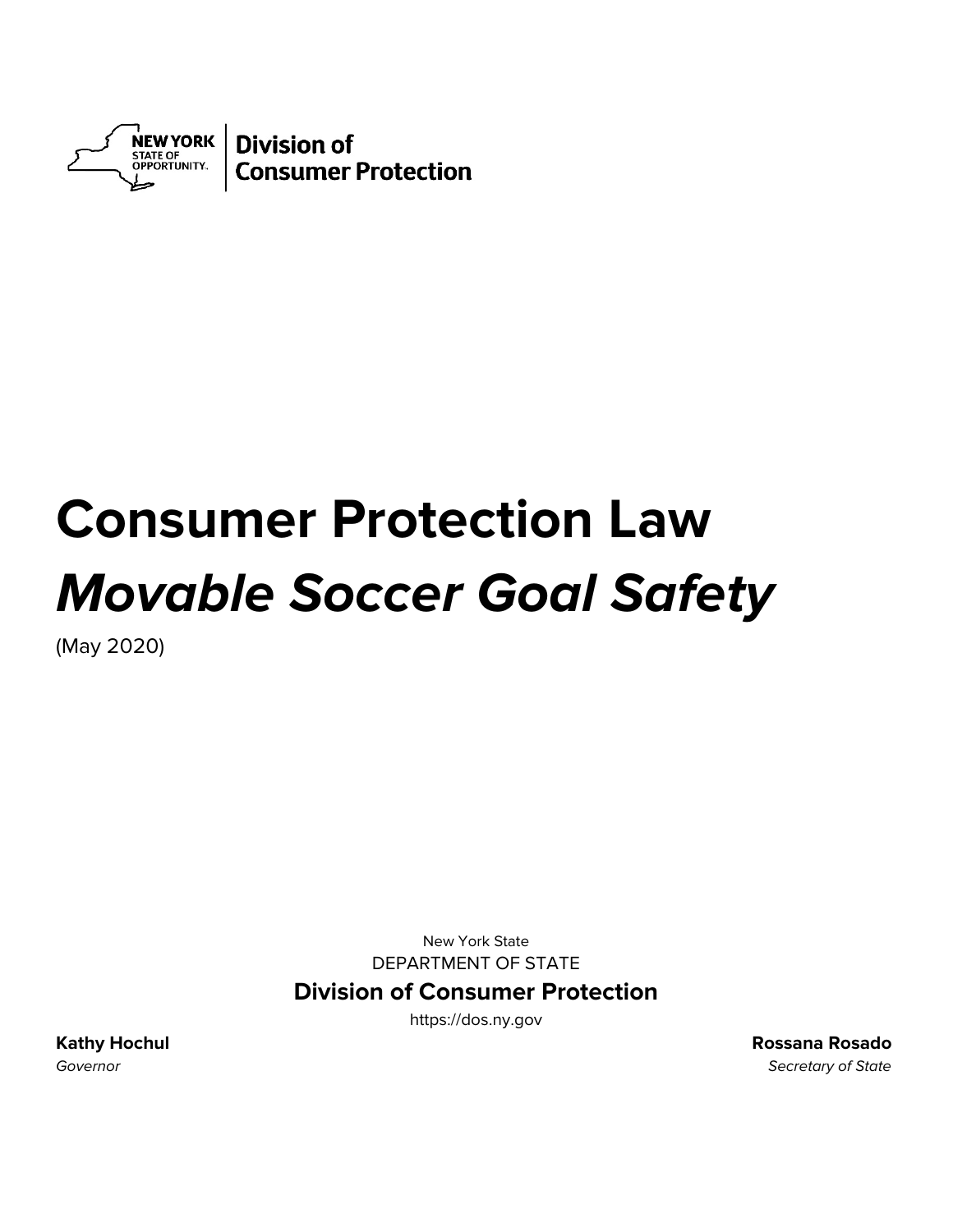NEW YORK STATE OF OPPORTUNITY. | Division of Consumer Protection

# Consumer Protection Law

# *Movable Soccer Goal Safety*

(May 2020)

New York State

DEPARTMENT OF STATE

**Division of Consumer Protection**

https://dos.ny.gov

**Kathy Hochul**
*Governor*

**Rossana Rosado**
*Secretary of State*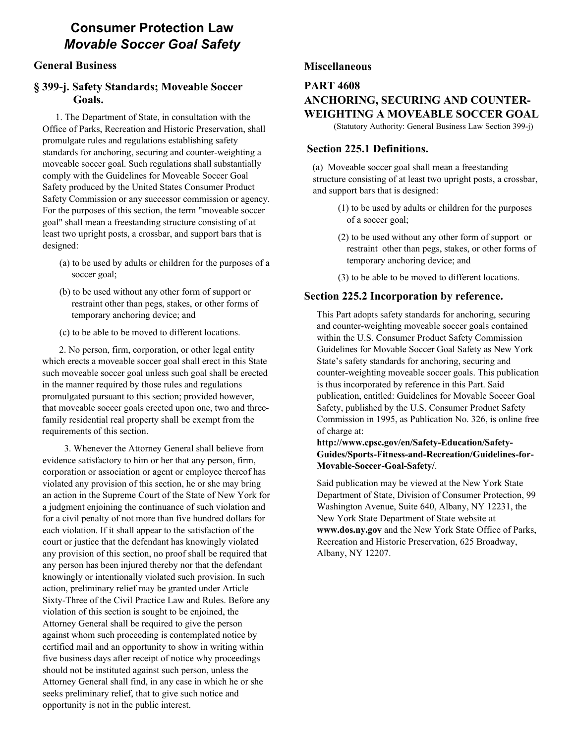# Consumer Protection Law
# *Movable Soccer Goal Safety*

## General Business

### § 399-j. Safety Standards; Moveable Soccer Goals.

1. The Department of State, in consultation with the Office of Parks, Recreation and Historic Preservation, shall promulgate rules and regulations establishing safety standards for anchoring, securing and counter-weighting a moveable soccer goal. Such regulations shall substantially comply with the Guidelines for Moveable Soccer Goal Safety produced by the United States Consumer Product Safety Commission or any successor commission or agency. For the purposes of this section, the term "moveable soccer goal" shall mean a freestanding structure consisting of at least two upright posts, a crossbar, and support bars that is designed:

   (a) to be used by adults or children for the purposes of a soccer goal;

   (b) to be used without any other form of support or restraint other than pegs, stakes, or other forms of temporary anchoring device; and

   (c) to be able to be moved to different locations.

2. No person, firm, corporation, or other legal entity which erects a moveable soccer goal shall erect in this State such moveable soccer goal unless such goal shall be erected in the manner required by those rules and regulations promulgated pursuant to this section; provided however, that moveable soccer goals erected upon one, two and three-family residential real property shall be exempt from the requirements of this section.

3. Whenever the Attorney General shall believe from evidence satisfactory to him or her that any person, firm, corporation or association or agent or employee thereof has violated any provision of this section, he or she may bring an action in the Supreme Court of the State of New York for a judgment enjoining the continuance of such violation and for a civil penalty of not more than five hundred dollars for each violation. If it shall appear to the satisfaction of the court or justice that the defendant has knowingly violated any provision of this section, no proof shall be required that any person has been injured thereby nor that the defendant knowingly or intentionally violated such provision. In such action, preliminary relief may be granted under Article Sixty-Three of the Civil Practice Law and Rules. Before any violation of this section is sought to be enjoined, the Attorney General shall be required to give the person against whom such proceeding is contemplated notice by certified mail and an opportunity to show in writing within five business days after receipt of notice why proceedings should not be instituted against such person, unless the Attorney General shall find, in any case in which he or she seeks preliminary relief, that to give such notice and opportunity is not in the public interest.

## Miscellaneous

### PART 4608
### ANCHORING, SECURING AND COUNTER-WEIGHTING A MOVEABLE SOCCER GOAL

(Statutory Authority: General Business Law Section 399-j)

### Section 225.1 Definitions.

(a) Moveable soccer goal shall mean a freestanding structure consisting of at least two upright posts, a crossbar, and support bars that is designed:

   (1) to be used by adults or children for the purposes of a soccer goal;

   (2) to be used without any other form of support or restraint other than pegs, stakes, or other forms of temporary anchoring device; and

   (3) to be able to be moved to different locations.

### Section 225.2 Incorporation by reference.

This Part adopts safety standards for anchoring, securing and counter-weighting moveable soccer goals contained within the U.S. Consumer Product Safety Commission Guidelines for Movable Soccer Goal Safety as New York State's safety standards for anchoring, securing and counter-weighting moveable soccer goals. This publication is thus incorporated by reference in this Part. Said publication, entitled: Guidelines for Movable Soccer Goal Safety, published by the U.S. Consumer Product Safety Commission in 1995, as Publication No. 326, is online free of charge at: **http://www.cpsc.gov/en/Safety-Education/Safety-Guides/Sports-Fitness-and-Recreation/Guidelines-for-Movable-Soccer-Goal-Safety/**.

Said publication may be viewed at the New York State Department of State, Division of Consumer Protection, 99 Washington Avenue, Suite 640, Albany, NY 12231, the New York State Department of State website at **www.dos.ny.gov** and the New York State Office of Parks, Recreation and Historic Preservation, 625 Broadway, Albany, NY 12207.